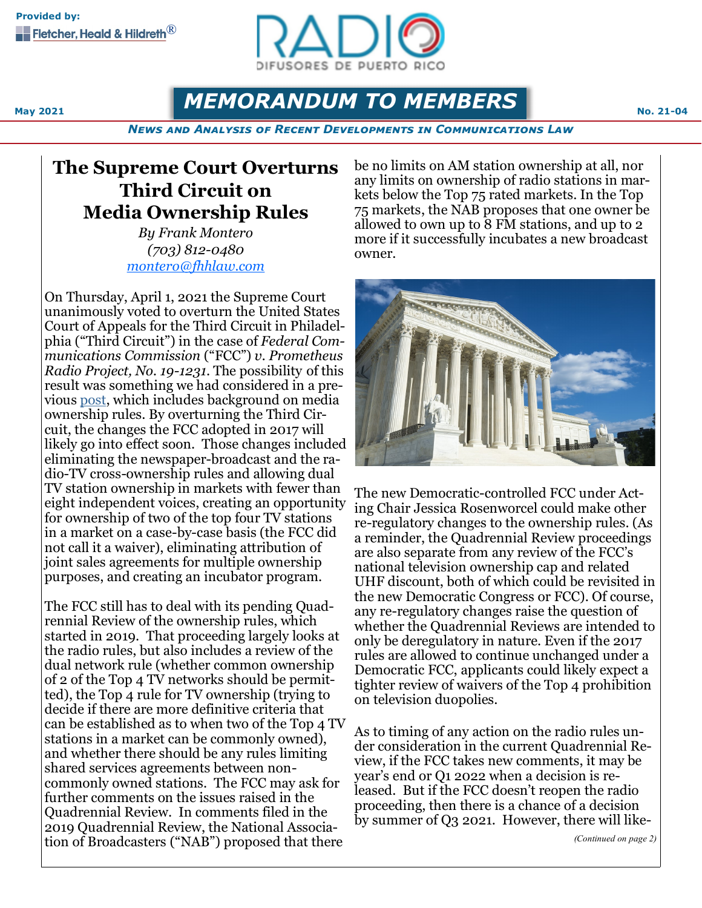Provided by: Fletcher, Heald & Hildreth®

RADIO DIFUSORES DE PUERTO RICO

May 2021 — **MEMORANDUM TO MEMBERS** — No. 21-04

*NEWS AND ANALYSIS OF RECENT DEVELOPMENTS IN COMMUNICATIONS LAW*

# The Supreme Court Overturns Third Circuit on Media Ownership Rules

*By Frank Montero*
*(703) 812-0480*
*montero@fhhlaw.com*

On Thursday, April 1, 2021 the Supreme Court unanimously voted to overturn the United States Court of Appeals for the Third Circuit in Philadelphia ("Third Circuit") in the case of *Federal Communications Commission* ("FCC") *v. Prometheus Radio Project, No. 19-1231*. The possibility of this result was something we had considered in a previous post, which includes background on media ownership rules. By overturning the Third Circuit, the changes the FCC adopted in 2017 will likely go into effect soon. Those changes included eliminating the newspaper-broadcast and the radio-TV cross-ownership rules and allowing dual TV station ownership in markets with fewer than eight independent voices, creating an opportunity for ownership of two of the top four TV stations in a market on a case-by-case basis (the FCC did not call it a waiver), eliminating attribution of joint sales agreements for multiple ownership purposes, and creating an incubator program.

The FCC still has to deal with its pending Quadrennial Review of the ownership rules, which started in 2019. That proceeding largely looks at the radio rules, but also includes a review of the dual network rule (whether common ownership of 2 of the Top 4 TV networks should be permitted), the Top 4 rule for TV ownership (trying to decide if there are more definitive criteria that can be established as to when two of the Top 4 TV stations in a market can be commonly owned), and whether there should be any rules limiting shared services agreements between non-commonly owned stations. The FCC may ask for further comments on the issues raised in the Quadrennial Review. In comments filed in the 2019 Quadrennial Review, the National Association of Broadcasters ("NAB") proposed that there be no limits on AM station ownership at all, nor any limits on ownership of radio stations in markets below the Top 75 rated markets. In the Top 75 markets, the NAB proposes that one owner be allowed to own up to 8 FM stations, and up to 2 more if it successfully incubates a new broadcast owner.

The new Democratic-controlled FCC under Acting Chair Jessica Rosenworcel could make other re-regulatory changes to the ownership rules. (As a reminder, the Quadrennial Review proceedings are also separate from any review of the FCC's national television ownership cap and related UHF discount, both of which could be revisited in the new Democratic Congress or FCC). Of course, any re-regulatory changes raise the question of whether the Quadrennial Reviews are intended to only be deregulatory in nature. Even if the 2017 rules are allowed to continue unchanged under a Democratic FCC, applicants could likely expect a tighter review of waivers of the Top 4 prohibition on television duopolies.

As to timing of any action on the radio rules under consideration in the current Quadrennial Review, if the FCC takes new comments, it may be year's end or Q1 2022 when a decision is released. But if the FCC doesn't reopen the radio proceeding, then there is a chance of a decision by summer of Q3 2021. However, there will like-

*(Continued on page 2)*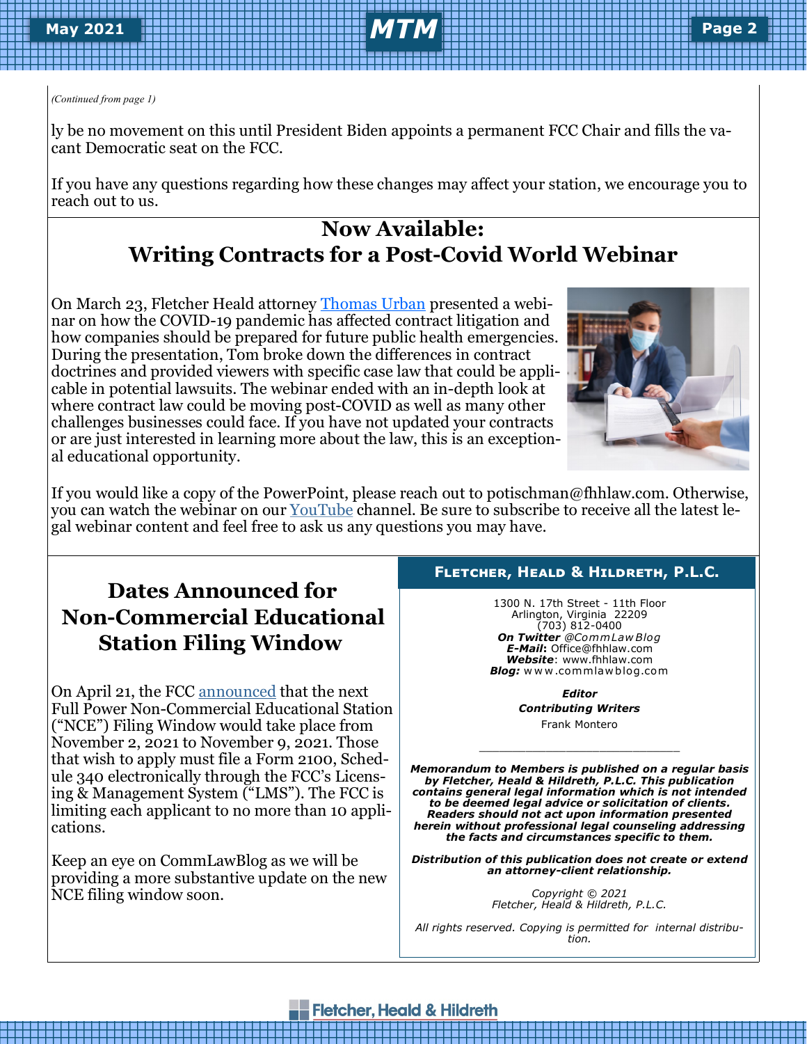*(Continued from page 1)*

ly be no movement on this until President Biden appoints a permanent FCC Chair and fills the vacant Democratic seat on the FCC.

If you have any questions regarding how these changes may affect your station, we encourage you to reach out to us.

## Now Available: Writing Contracts for a Post-Covid World Webinar

On March 23, Fletcher Heald attorney Thomas Urban presented a webinar on how the COVID-19 pandemic has affected contract litigation and how companies should be prepared for future public health emergencies. During the presentation, Tom broke down the differences in contract doctrines and provided viewers with specific case law that could be applicable in potential lawsuits. The webinar ended with an in-depth look at where contract law could be moving post-COVID as well as many other challenges businesses could face. If you have not updated your contracts or are just interested in learning more about the law, this is an exceptional educational opportunity.

If you would like a copy of the PowerPoint, please reach out to potischman@fhhlaw.com. Otherwise, you can watch the webinar on our YouTube channel. Be sure to subscribe to receive all the latest legal webinar content and feel free to ask us any questions you may have.

## Dates Announced for Non-Commercial Educational Station Filing Window

On April 21, the FCC announced that the next Full Power Non-Commercial Educational Station ("NCE") Filing Window would take place from November 2, 2021 to November 9, 2021. Those that wish to apply must file a Form 2100, Schedule 340 electronically through the FCC's Licensing & Management System ("LMS"). The FCC is limiting each applicant to no more than 10 applications.

Keep an eye on CommLawBlog as we will be providing a more substantive update on the new NCE filing window soon.

**FLETCHER, HEALD & HILDRETH, P.L.C.**

1300 N. 17th Street - 11th Floor
Arlington, Virginia 22209
(703) 812-0400
***On Twitter*** *@CommLawBlog*
***E-Mail*:** Office@fhhlaw.com
***Website***: www.fhhlaw.com
***Blog:*** www.commlawblog.com

***Editor***

***Contributing Writers***

Frank Montero

---

***Memorandum to Members is published on a regular basis by Fletcher, Heald & Hildreth, P.L.C. This publication contains general legal information which is not intended to be deemed legal advice or solicitation of clients. Readers should not act upon information presented herein without professional legal counseling addressing the facts and circumstances specific to them.***

***Distribution of this publication does not create or extend an attorney-client relationship.***

*Copyright © 2021*
*Fletcher, Heald & Hildreth, P.L.C.*

*All rights reserved. Copying is permitted for internal distribution.*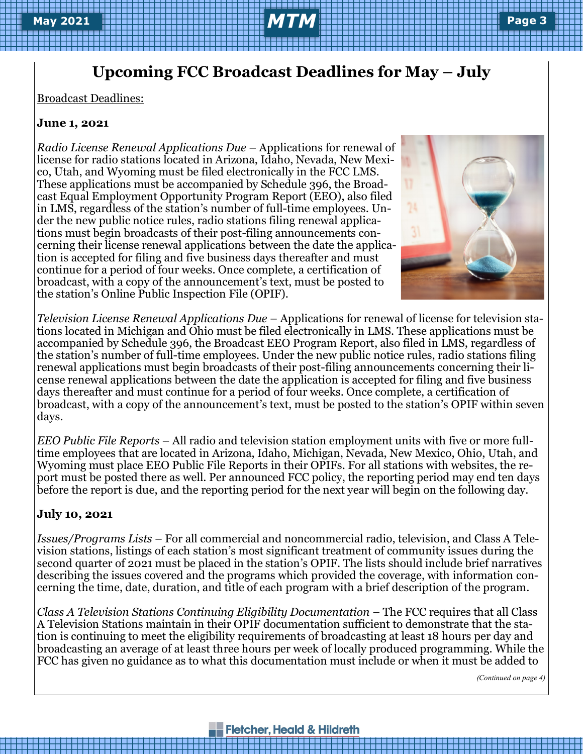## Upcoming FCC Broadcast Deadlines for May – July

Broadcast Deadlines:

**June 1, 2021**

*Radio License Renewal Applications Due* – Applications for renewal of license for radio stations located in Arizona, Idaho, Nevada, New Mexico, Utah, and Wyoming must be filed electronically in the FCC LMS. These applications must be accompanied by Schedule 396, the Broadcast Equal Employment Opportunity Program Report (EEO), also filed in LMS, regardless of the station's number of full-time employees. Under the new public notice rules, radio stations filing renewal applications must begin broadcasts of their post-filing announcements concerning their license renewal applications between the date the application is accepted for filing and five business days thereafter and must continue for a period of four weeks. Once complete, a certification of broadcast, with a copy of the announcement's text, must be posted to the station's Online Public Inspection File (OPIF).

*Television License Renewal Applications Due* – Applications for renewal of license for television stations located in Michigan and Ohio must be filed electronically in LMS. These applications must be accompanied by Schedule 396, the Broadcast EEO Program Report, also filed in LMS, regardless of the station's number of full-time employees. Under the new public notice rules, radio stations filing renewal applications must begin broadcasts of their post-filing announcements concerning their license renewal applications between the date the application is accepted for filing and five business days thereafter and must continue for a period of four weeks. Once complete, a certification of broadcast, with a copy of the announcement's text, must be posted to the station's OPIF within seven days.

*EEO Public File Reports* – All radio and television station employment units with five or more full-time employees that are located in Arizona, Idaho, Michigan, Nevada, New Mexico, Ohio, Utah, and Wyoming must place EEO Public File Reports in their OPIFs. For all stations with websites, the report must be posted there as well. Per announced FCC policy, the reporting period may end ten days before the report is due, and the reporting period for the next year will begin on the following day.

**July 10, 2021**

*Issues/Programs Lists* – For all commercial and noncommercial radio, television, and Class A Television stations, listings of each station's most significant treatment of community issues during the second quarter of 2021 must be placed in the station's OPIF. The lists should include brief narratives describing the issues covered and the programs which provided the coverage, with information concerning the time, date, duration, and title of each program with a brief description of the program.

*Class A Television Stations Continuing Eligibility Documentation* – The FCC requires that all Class A Television Stations maintain in their OPIF documentation sufficient to demonstrate that the station is continuing to meet the eligibility requirements of broadcasting at least 18 hours per day and broadcasting an average of at least three hours per week of locally produced programming. While the FCC has given no guidance as to what this documentation must include or when it must be added to

*(Continued on page 4)*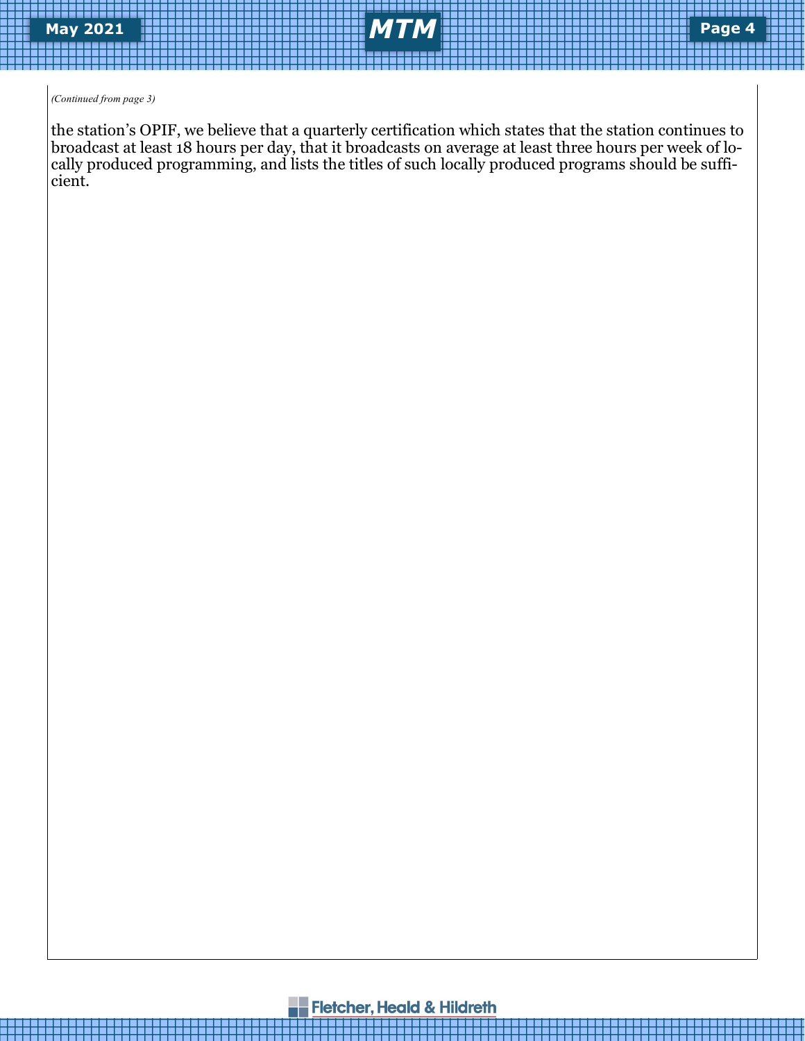*(Continued from page 3)*

the station's OPIF, we believe that a quarterly certification which states that the station continues to broadcast at least 18 hours per day, that it broadcasts on average at least three hours per week of locally produced programming, and lists the titles of such locally produced programs should be sufficient.